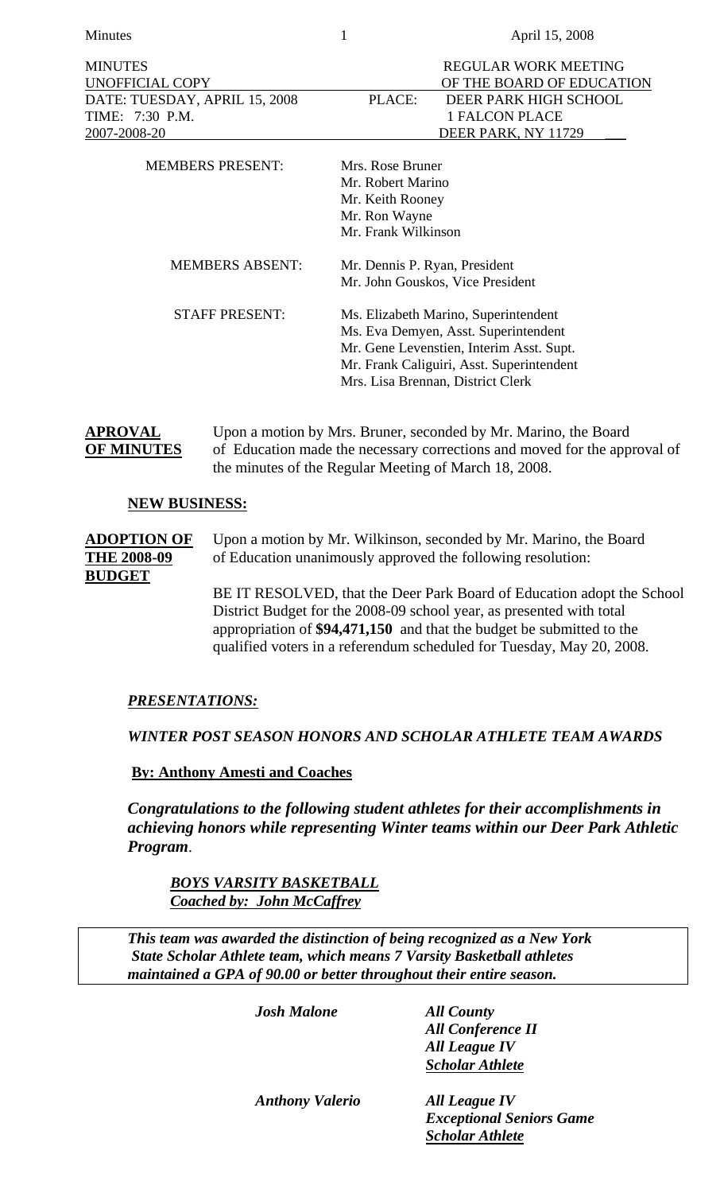| MINUTES | REGULAR WORK MEETING |
|---|---|
| UNOFFICIAL COPY | OF THE BOARD OF EDUCATION |
| DATE: TUESDAY, APRIL 15, 2008 | PLACE: DEER PARK HIGH SCHOOL |
| TIME: 7:30 P.M. | 1 FALCON PLACE |
| 2007-2008-20 | DEER PARK, NY 11729 |

| | |
|---|---|
| MEMBERS PRESENT: | Mrs. Rose Bruner<br>Mr. Robert Marino<br>Mr. Keith Rooney<br>Mr. Ron Wayne<br>Mr. Frank Wilkinson |
| MEMBERS ABSENT: | Mr. Dennis P. Ryan, President<br>Mr. John Gouskos, Vice President |
| STAFF PRESENT: | Ms. Elizabeth Marino, Superintendent<br>Ms. Eva Demyen, Asst. Superintendent<br>Mr. Gene Levenstien, Interim Asst. Supt.<br>Mr. Frank Caliguiri, Asst. Superintendent<br>Mrs. Lisa Brennan, District Clerk |

**APROVAL OF MINUTES** — Upon a motion by Mrs. Bruner, seconded by Mr. Marino, the Board of Education made the necessary corrections and moved for the approval of the minutes of the Regular Meeting of March 18, 2008.

**NEW BUSINESS:**

**ADOPTION OF THE 2008-09 BUDGET** — Upon a motion by Mr. Wilkinson, seconded by Mr. Marino, the Board of Education unanimously approved the following resolution:

BE IT RESOLVED, that the Deer Park Board of Education adopt the School District Budget for the 2008-09 school year, as presented with total appropriation of **$94,471,150** and that the budget be submitted to the qualified voters in a referendum scheduled for Tuesday, May 20, 2008.

***PRESENTATIONS:***

***WINTER POST SEASON HONORS AND SCHOLAR ATHLETE TEAM AWARDS***

**By: Anthony Amesti and Coaches**

***Congratulations to the following student athletes for their accomplishments in achieving honors while representing Winter teams within our Deer Park Athletic Program.***

***BOYS VARSITY BASKETBALL***
***Coached by: John McCaffrey***

*This team was awarded the distinction of being recognized as a New York State Scholar Athlete team, which means 7 Varsity Basketball athletes maintained a GPA of 90.00 or better throughout their entire season.*

| | |
|---|---|
| *Josh Malone* | *All County*<br>*All Conference II*<br>*All League IV*<br>***Scholar Athlete*** |
| *Anthony Valerio* | *All League IV*<br>*Exceptional Seniors Game*<br>***Scholar Athlete*** |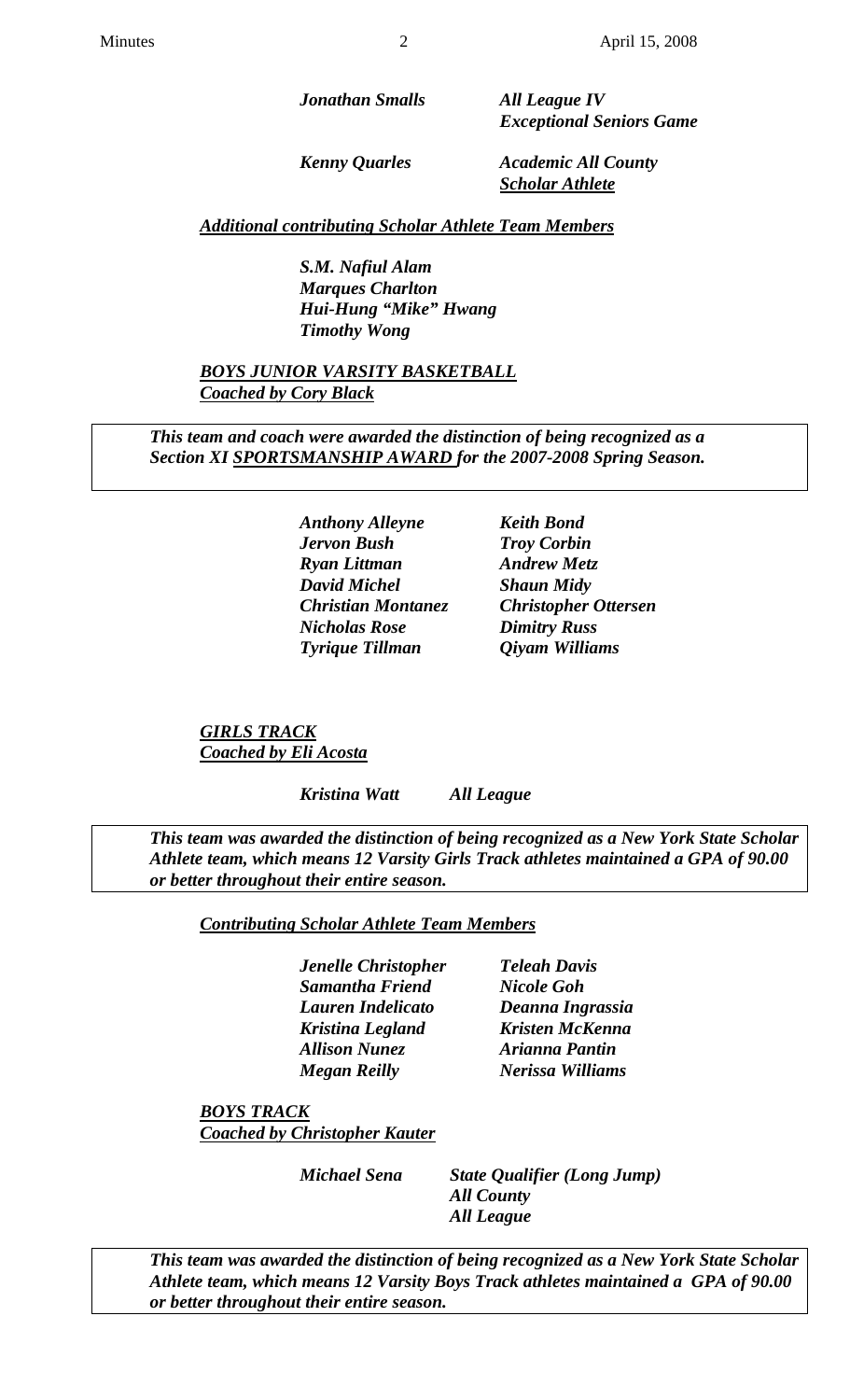***Jonathan Smalls*** — ***All League IV***
***Exceptional Seniors Game***

***Kenny Quarles*** — ***Academic All County***
***<u>Scholar Athlete</u>***

***<u>Additional contributing Scholar Athlete Team Members</u>***

***S.M. Nafiul Alam***
***Marques Charlton***
***Hui-Hung "Mike" Hwang***
***Timothy Wong***

***<u>BOYS JUNIOR VARSITY BASKETBALL</u>***
***<u>Coached by Cory Black</u>***

> ***This team and coach were awarded the distinction of being recognized as a Section XI <u>SPORTSMANSHIP AWARD</u> for the 2007-2008 Spring Season.***

***Anthony Alleyne***
***Keith Bond***
***Jervon Bush***
***Troy Corbin***
***Ryan Littman***
***Andrew Metz***
***David Michel***
***Shaun Midy***
***Christian Montanez***
***Christopher Ottersen***
***Nicholas Rose***
***Dimitry Russ***
***Tyrique Tillman***
***Qiyam Williams***

***<u>GIRLS TRACK</u>***
***<u>Coached by Eli Acosta</u>***

***Kristina Watt*** — ***All League***

> ***This team was awarded the distinction of being recognized as a New York State Scholar Athlete team, which means 12 Varsity Girls Track athletes maintained a GPA of 90.00 or better throughout their entire season.***

***<u>Contributing Scholar Athlete Team Members</u>***

***Jenelle Christopher***
***Teleah Davis***
***Samantha Friend***
***Nicole Goh***
***Lauren Indelicato***
***Deanna Ingrassia***
***Kristina Legland***
***Kristen McKenna***
***Allison Nunez***
***Arianna Pantin***
***Megan Reilly***
***Nerissa Williams***

***<u>BOYS TRACK</u>***
***<u>Coached by Christopher Kauter</u>***

***Michael Sena*** — ***State Qualifier (Long Jump)***
***All County***
***All League***

> ***This team was awarded the distinction of being recognized as a New York State Scholar Athlete team, which means 12 Varsity Boys Track athletes maintained a GPA of 90.00 or better throughout their entire season.***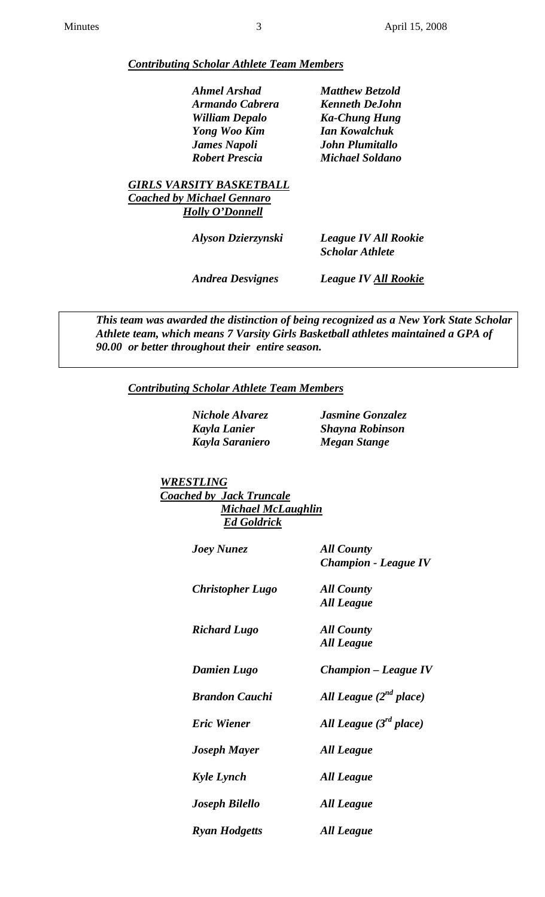***Contributing Scholar Athlete Team Members***

| | |
|---|---|
| *Ahmel Arshad* | *Matthew Betzold* |
| *Armando Cabrera* | *Kenneth DeJohn* |
| *William Depalo* | *Ka-Chung Hung* |
| *Yong Woo Kim* | *Ian Kowalchuk* |
| *James Napoli* | *John Plumitallo* |
| *Robert Prescia* | *Michael Soldano* |

***GIRLS VARSITY BASKETBALL***
***Coached by Michael Gennaro***
***Holly O'Donnell***

| | |
|---|---|
| *Alyson Dzierzynski* | *League IV All Rookie Scholar Athlete* |
| *Andrea Desvignes* | *League IV All Rookie* |

***This team was awarded the distinction of being recognized as a New York State Scholar Athlete team, which means 7 Varsity Girls Basketball athletes maintained a GPA of 90.00 or better throughout their entire season.***

***Contributing Scholar Athlete Team Members***

| | |
|---|---|
| *Nichole Alvarez* | *Jasmine Gonzalez* |
| *Kayla Lanier* | *Shayna Robinson* |
| *Kayla Saraniero* | *Megan Stange* |

***WRESTLING***
***Coached by Jack Truncale***
***Michael McLaughlin***
***Ed Goldrick***

| | |
|---|---|
| *Joey Nunez* | *All County Champion - League IV* |
| *Christopher Lugo* | *All County All League* |
| *Richard Lugo* | *All County All League* |
| *Damien Lugo* | *Champion – League IV* |
| *Brandon Cauchi* | *All League (2nd place)* |
| *Eric Wiener* | *All League (3rd place)* |
| *Joseph Mayer* | *All League* |
| *Kyle Lynch* | *All League* |
| *Joseph Bilello* | *All League* |
| *Ryan Hodgetts* | *All League* |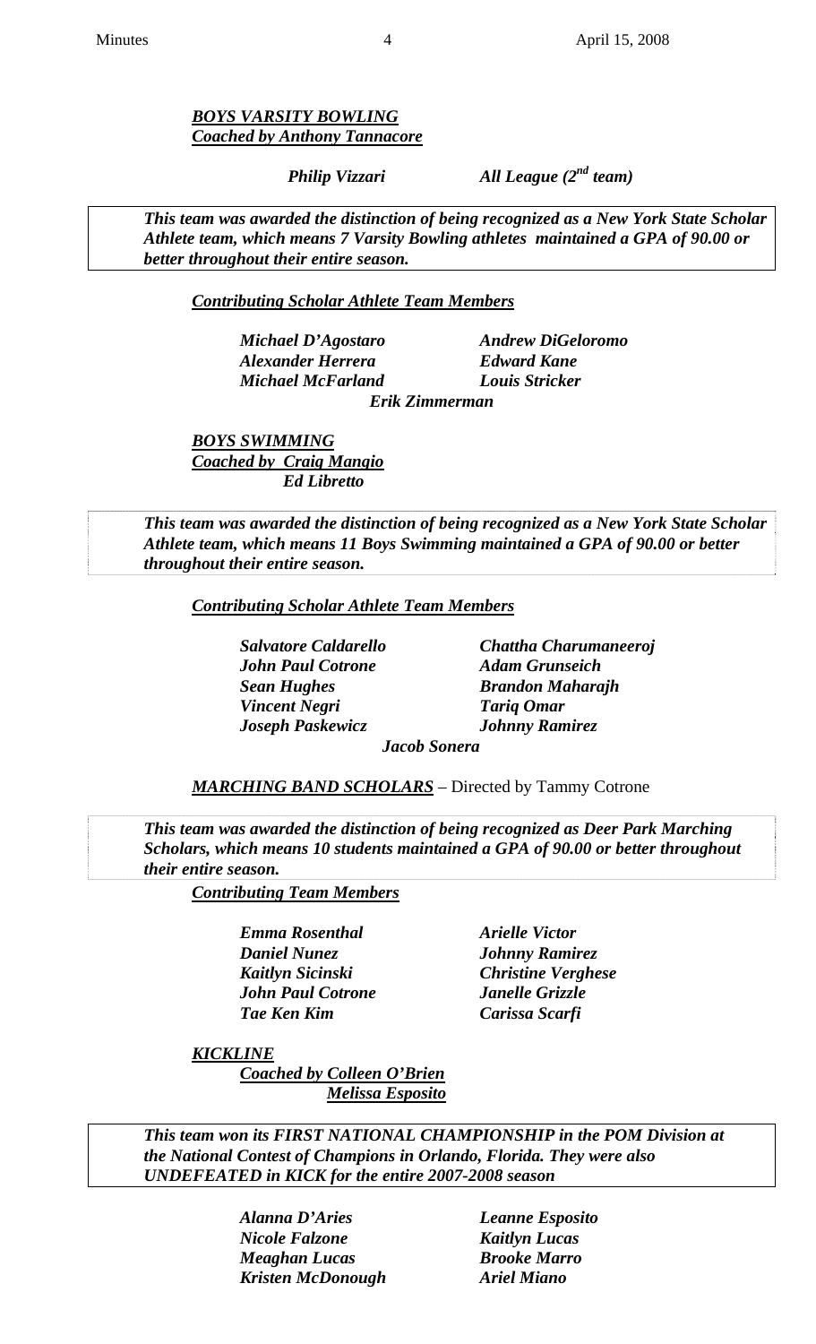***BOYS VARSITY BOWLING***
***Coached by Anthony Tannacore***

***Philip Vizzari*** ***All League (2nd team)***

***This team was awarded the distinction of being recognized as a New York State Scholar Athlete team, which means 7 Varsity Bowling athletes maintained a GPA of 90.00 or better throughout their entire season.***

***Contributing Scholar Athlete Team Members***

***Michael D'Agostaro*** ***Andrew DiGeloromo***
***Alexander Herrera*** ***Edward Kane***
***Michael McFarland*** ***Louis Stricker***
***Erik Zimmerman***

***BOYS SWIMMING***
***Coached by Craig Mangio***
***Ed Libretto***

***This team was awarded the distinction of being recognized as a New York State Scholar Athlete team, which means 11 Boys Swimming maintained a GPA of 90.00 or better throughout their entire season.***

***Contributing Scholar Athlete Team Members***

***Salvatore Caldarello*** ***Chattha Charumaneeroj***
***John Paul Cotrone*** ***Adam Grunseich***
***Sean Hughes*** ***Brandon Maharajh***
***Vincent Negri*** ***Tariq Omar***
***Joseph Paskewicz*** ***Johnny Ramirez***
***Jacob Sonera***

***MARCHING BAND SCHOLARS*** – Directed by Tammy Cotrone

***This team was awarded the distinction of being recognized as Deer Park Marching Scholars, which means 10 students maintained a GPA of 90.00 or better throughout their entire season.***

***Contributing Team Members***

***Emma Rosenthal*** ***Arielle Victor***
***Daniel Nunez*** ***Johnny Ramirez***
***Kaitlyn Sicinski*** ***Christine Verghese***
***John Paul Cotrone*** ***Janelle Grizzle***
***Tae Ken Kim*** ***Carissa Scarfi***

***KICKLINE***
***Coached by Colleen O'Brien***
***Melissa Esposito***

***This team won its FIRST NATIONAL CHAMPIONSHIP in the POM Division at the National Contest of Champions in Orlando, Florida. They were also UNDEFEATED in KICK for the entire 2007-2008 season***

***Alanna D'Aries*** ***Leanne Esposito***
***Nicole Falzone*** ***Kaitlyn Lucas***
***Meaghan Lucas*** ***Brooke Marro***
***Kristen McDonough*** ***Ariel Miano***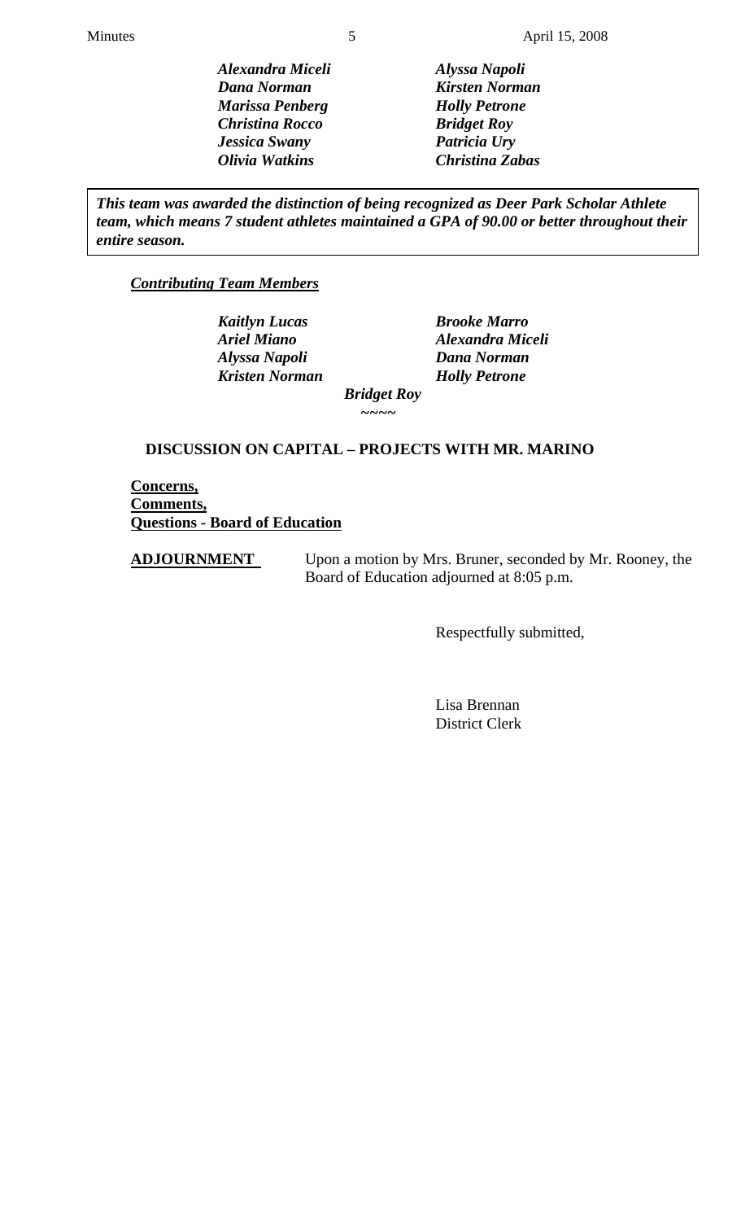| | |
|---|---|
| ***Alexandra Miceli*** | ***Alyssa Napoli*** |
| ***Dana Norman*** | ***Kirsten Norman*** |
| ***Marissa Penberg*** | ***Holly Petrone*** |
| ***Christina Rocco*** | ***Bridget Roy*** |
| ***Jessica Swany*** | ***Patricia Ury*** |
| ***Olivia Watkins*** | ***Christina Zabas*** |

***This team was awarded the distinction of being recognized as Deer Park Scholar Athlete team, which means 7 student athletes maintained a GPA of 90.00 or better throughout their entire season.***

***Contributing Team Members***

| | |
|---|---|
| ***Kaitlyn Lucas*** | ***Brooke Marro*** |
| ***Ariel Miano*** | ***Alexandra Miceli*** |
| ***Alyssa Napoli*** | ***Dana Norman*** |
| ***Kristen Norman*** | ***Holly Petrone*** |

***Bridget Roy***

~~~~

**DISCUSSION ON CAPITAL – PROJECTS WITH MR. MARINO**

**Concerns,**
**Comments,**
**Questions - Board of Education**

**ADJOURNMENT** Upon a motion by Mrs. Bruner, seconded by Mr. Rooney, the Board of Education adjourned at 8:05 p.m.

Respectfully submitted,

Lisa Brennan
District Clerk